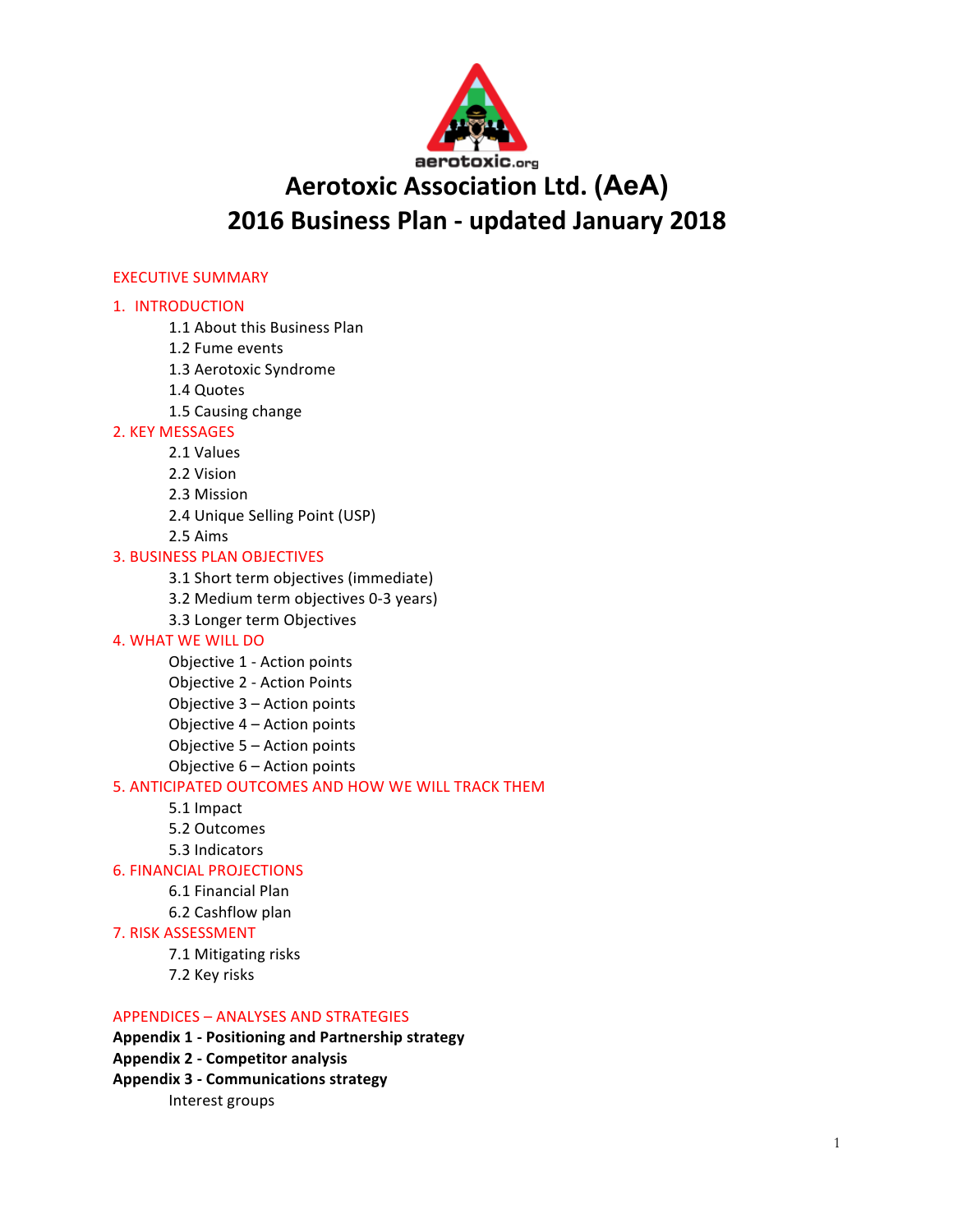aerotoxic.org

# Aerotoxic Association Ltd. (AeA)
# 2016 Business Plan - updated January 2018

EXECUTIVE SUMMARY

1. INTRODUCTION
   - 1.1 About this Business Plan
   - 1.2 Fume events
   - 1.3 Aerotoxic Syndrome
   - 1.4 Quotes
   - 1.5 Causing change

2. KEY MESSAGES
   - 2.1 Values
   - 2.2 Vision
   - 2.3 Mission
   - 2.4 Unique Selling Point (USP)
   - 2.5 Aims

3. BUSINESS PLAN OBJECTIVES
   - 3.1 Short term objectives (immediate)
   - 3.2 Medium term objectives 0-3 years)
   - 3.3 Longer term Objectives

4. WHAT WE WILL DO
   - Objective 1 - Action points
   - Objective 2 - Action Points
   - Objective 3 – Action points
   - Objective 4 – Action points
   - Objective 5 – Action points
   - Objective 6 – Action points

5. ANTICIPATED OUTCOMES AND HOW WE WILL TRACK THEM
   - 5.1 Impact
   - 5.2 Outcomes
   - 5.3 Indicators

6. FINANCIAL PROJECTIONS
   - 6.1 Financial Plan
   - 6.2 Cashflow plan

7. RISK ASSESSMENT
   - 7.1 Mitigating risks
   - 7.2 Key risks

APPENDICES – ANALYSES AND STRATEGIES

**Appendix 1 - Positioning and Partnership strategy**

**Appendix 2 - Competitor analysis**

**Appendix 3 - Communications strategy**

- Interest groups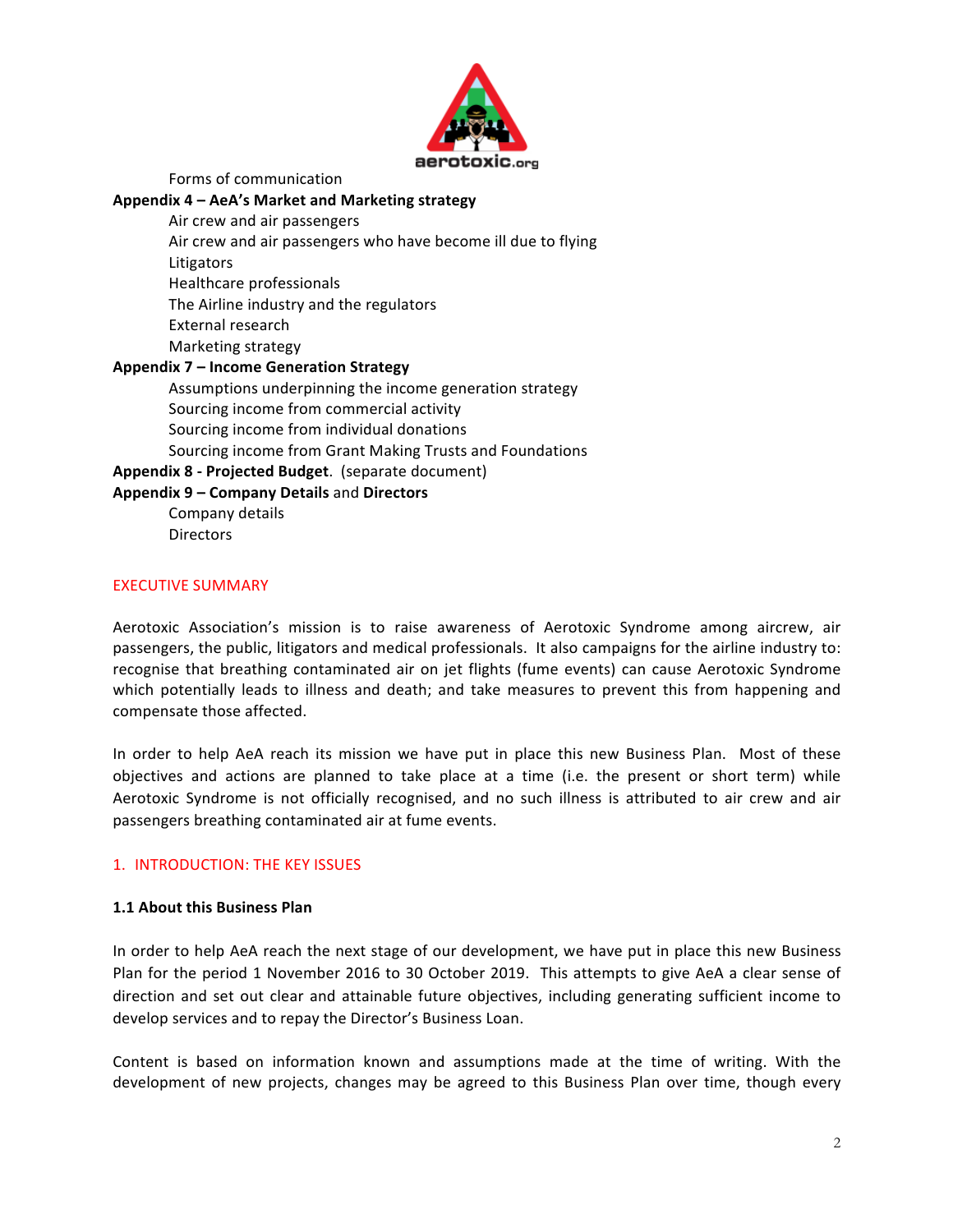Forms of communication

**Appendix 4 – AeA's Market and Marketing strategy**

Air crew and air passengers
Air crew and air passengers who have become ill due to flying
Litigators
Healthcare professionals
The Airline industry and the regulators
External research
Marketing strategy

**Appendix 7 – Income Generation Strategy**

Assumptions underpinning the income generation strategy
Sourcing income from commercial activity
Sourcing income from individual donations
Sourcing income from Grant Making Trusts and Foundations

**Appendix 8 - Projected Budget**. (separate document)

**Appendix 9 – Company Details** and **Directors**

Company details
Directors

## EXECUTIVE SUMMARY

Aerotoxic Association's mission is to raise awareness of Aerotoxic Syndrome among aircrew, air passengers, the public, litigators and medical professionals. It also campaigns for the airline industry to: recognise that breathing contaminated air on jet flights (fume events) can cause Aerotoxic Syndrome which potentially leads to illness and death; and take measures to prevent this from happening and compensate those affected.

In order to help AeA reach its mission we have put in place this new Business Plan. Most of these objectives and actions are planned to take place at a time (i.e. the present or short term) while Aerotoxic Syndrome is not officially recognised, and no such illness is attributed to air crew and air passengers breathing contaminated air at fume events.

## 1. INTRODUCTION: THE KEY ISSUES

### 1.1 About this Business Plan

In order to help AeA reach the next stage of our development, we have put in place this new Business Plan for the period 1 November 2016 to 30 October 2019. This attempts to give AeA a clear sense of direction and set out clear and attainable future objectives, including generating sufficient income to develop services and to repay the Director's Business Loan.

Content is based on information known and assumptions made at the time of writing. With the development of new projects, changes may be agreed to this Business Plan over time, though every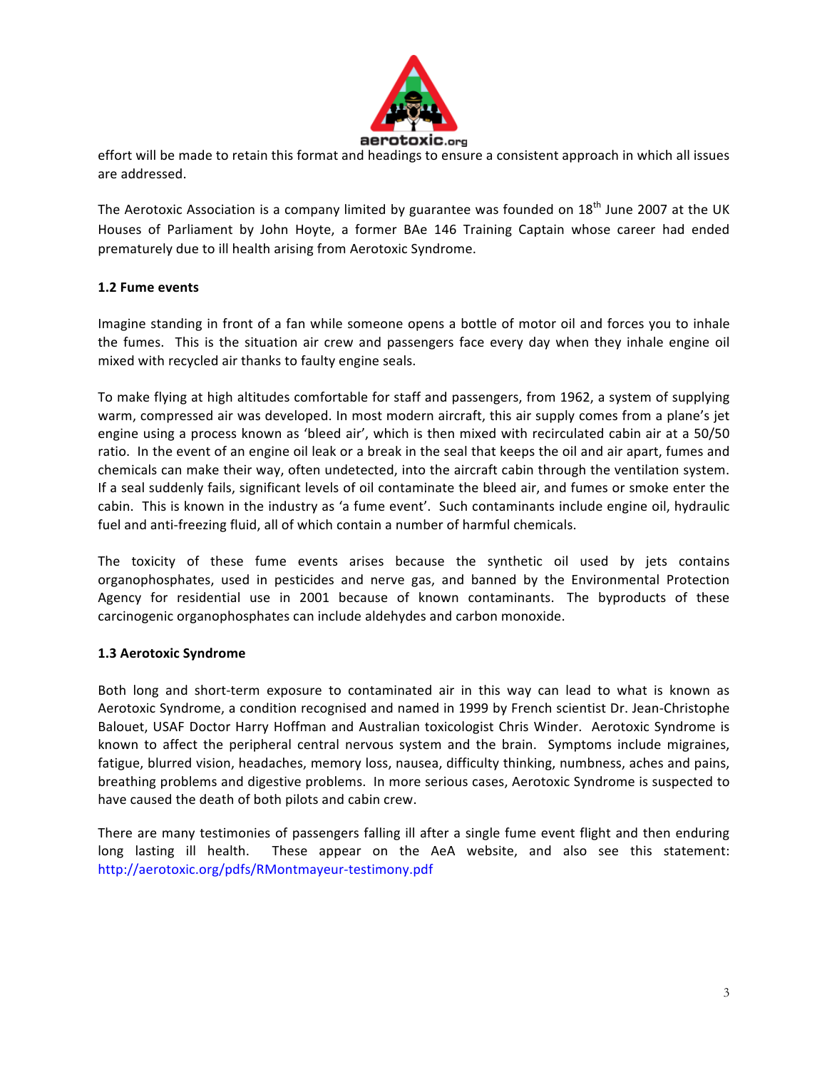effort will be made to retain this format and headings to ensure a consistent approach in which all issues are addressed.

The Aerotoxic Association is a company limited by guarantee was founded on 18th June 2007 at the UK Houses of Parliament by John Hoyte, a former BAe 146 Training Captain whose career had ended prematurely due to ill health arising from Aerotoxic Syndrome.

### 1.2 Fume events

Imagine standing in front of a fan while someone opens a bottle of motor oil and forces you to inhale the fumes. This is the situation air crew and passengers face every day when they inhale engine oil mixed with recycled air thanks to faulty engine seals.

To make flying at high altitudes comfortable for staff and passengers, from 1962, a system of supplying warm, compressed air was developed. In most modern aircraft, this air supply comes from a plane's jet engine using a process known as 'bleed air', which is then mixed with recirculated cabin air at a 50/50 ratio. In the event of an engine oil leak or a break in the seal that keeps the oil and air apart, fumes and chemicals can make their way, often undetected, into the aircraft cabin through the ventilation system. If a seal suddenly fails, significant levels of oil contaminate the bleed air, and fumes or smoke enter the cabin. This is known in the industry as 'a fume event'. Such contaminants include engine oil, hydraulic fuel and anti-freezing fluid, all of which contain a number of harmful chemicals.

The toxicity of these fume events arises because the synthetic oil used by jets contains organophosphates, used in pesticides and nerve gas, and banned by the Environmental Protection Agency for residential use in 2001 because of known contaminants. The byproducts of these carcinogenic organophosphates can include aldehydes and carbon monoxide.

### 1.3 Aerotoxic Syndrome

Both long and short-term exposure to contaminated air in this way can lead to what is known as Aerotoxic Syndrome, a condition recognised and named in 1999 by French scientist Dr. Jean-Christophe Balouet, USAF Doctor Harry Hoffman and Australian toxicologist Chris Winder. Aerotoxic Syndrome is known to affect the peripheral central nervous system and the brain. Symptoms include migraines, fatigue, blurred vision, headaches, memory loss, nausea, difficulty thinking, numbness, aches and pains, breathing problems and digestive problems. In more serious cases, Aerotoxic Syndrome is suspected to have caused the death of both pilots and cabin crew.

There are many testimonies of passengers falling ill after a single fume event flight and then enduring long lasting ill health. These appear on the AeA website, and also see this statement: http://aerotoxic.org/pdfs/RMontmayeur-testimony.pdf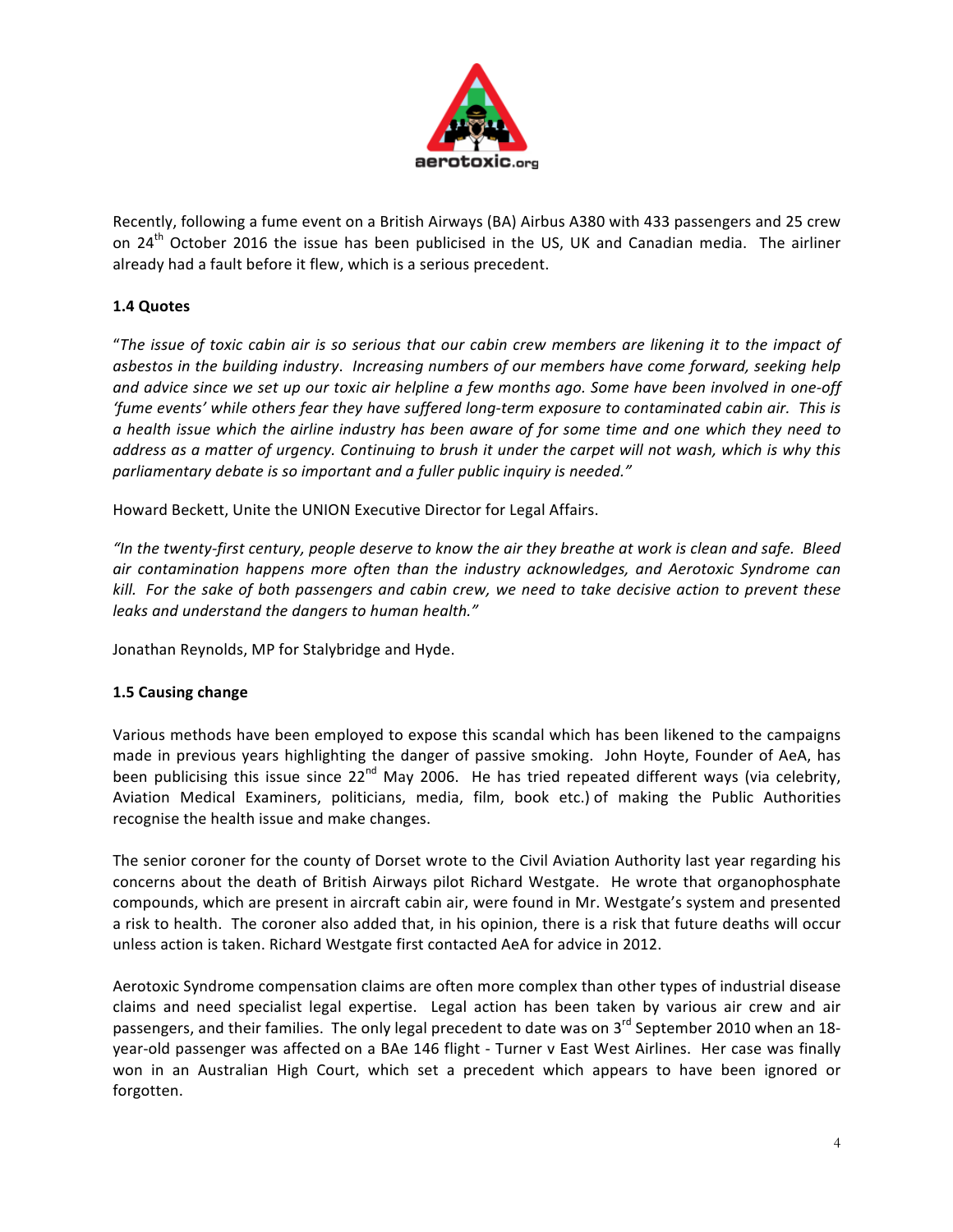Recently, following a fume event on a British Airways (BA) Airbus A380 with 433 passengers and 25 crew on 24th October 2016 the issue has been publicised in the US, UK and Canadian media. The airliner already had a fault before it flew, which is a serious precedent.

### 1.4 Quotes

"*The issue of toxic cabin air is so serious that our cabin crew members are likening it to the impact of asbestos in the building industry. Increasing numbers of our members have come forward, seeking help and advice since we set up our toxic air helpline a few months ago. Some have been involved in one-off 'fume events' while others fear they have suffered long-term exposure to contaminated cabin air. This is a health issue which the airline industry has been aware of for some time and one which they need to address as a matter of urgency. Continuing to brush it under the carpet will not wash, which is why this parliamentary debate is so important and a fuller public inquiry is needed.*"

Howard Beckett, Unite the UNION Executive Director for Legal Affairs.

*"In the twenty-first century, people deserve to know the air they breathe at work is clean and safe. Bleed air contamination happens more often than the industry acknowledges, and Aerotoxic Syndrome can kill. For the sake of both passengers and cabin crew, we need to take decisive action to prevent these leaks and understand the dangers to human health."*

Jonathan Reynolds, MP for Stalybridge and Hyde.

### 1.5 Causing change

Various methods have been employed to expose this scandal which has been likened to the campaigns made in previous years highlighting the danger of passive smoking. John Hoyte, Founder of AeA, has been publicising this issue since 22nd May 2006. He has tried repeated different ways (via celebrity, Aviation Medical Examiners, politicians, media, film, book etc.) of making the Public Authorities recognise the health issue and make changes.

The senior coroner for the county of Dorset wrote to the Civil Aviation Authority last year regarding his concerns about the death of British Airways pilot Richard Westgate. He wrote that organophosphate compounds, which are present in aircraft cabin air, were found in Mr. Westgate's system and presented a risk to health. The coroner also added that, in his opinion, there is a risk that future deaths will occur unless action is taken. Richard Westgate first contacted AeA for advice in 2012.

Aerotoxic Syndrome compensation claims are often more complex than other types of industrial disease claims and need specialist legal expertise. Legal action has been taken by various air crew and air passengers, and their families. The only legal precedent to date was on 3rd September 2010 when an 18-year-old passenger was affected on a BAe 146 flight - Turner v East West Airlines. Her case was finally won in an Australian High Court, which set a precedent which appears to have been ignored or forgotten.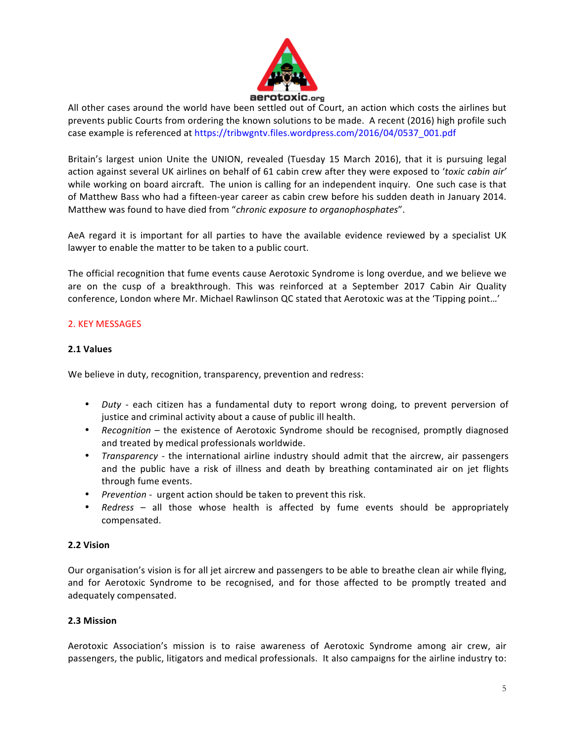All other cases around the world have been settled out of Court, an action which costs the airlines but prevents public Courts from ordering the known solutions to be made. A recent (2016) high profile such case example is referenced at https://tribwgntv.files.wordpress.com/2016/04/0537_001.pdf

Britain's largest union Unite the UNION, revealed (Tuesday 15 March 2016), that it is pursuing legal action against several UK airlines on behalf of 61 cabin crew after they were exposed to '*toxic cabin air*' while working on board aircraft. The union is calling for an independent inquiry. One such case is that of Matthew Bass who had a fifteen-year career as cabin crew before his sudden death in January 2014. Matthew was found to have died from "*chronic exposure to organophosphates*".

AeA regard it is important for all parties to have the available evidence reviewed by a specialist UK lawyer to enable the matter to be taken to a public court.

The official recognition that fume events cause Aerotoxic Syndrome is long overdue, and we believe we are on the cusp of a breakthrough. This was reinforced at a September 2017 Cabin Air Quality conference, London where Mr. Michael Rawlinson QC stated that Aerotoxic was at the 'Tipping point…'

## 2. KEY MESSAGES

### 2.1 Values

We believe in duty, recognition, transparency, prevention and redress:

- *Duty* - each citizen has a fundamental duty to report wrong doing, to prevent perversion of justice and criminal activity about a cause of public ill health.
- *Recognition* – the existence of Aerotoxic Syndrome should be recognised, promptly diagnosed and treated by medical professionals worldwide.
- *Transparency* - the international airline industry should admit that the aircrew, air passengers and the public have a risk of illness and death by breathing contaminated air on jet flights through fume events.
- *Prevention* - urgent action should be taken to prevent this risk.
- *Redress* – all those whose health is affected by fume events should be appropriately compensated.

### 2.2 Vision

Our organisation's vision is for all jet aircrew and passengers to be able to breathe clean air while flying, and for Aerotoxic Syndrome to be recognised, and for those affected to be promptly treated and adequately compensated.

### 2.3 Mission

Aerotoxic Association's mission is to raise awareness of Aerotoxic Syndrome among air crew, air passengers, the public, litigators and medical professionals. It also campaigns for the airline industry to: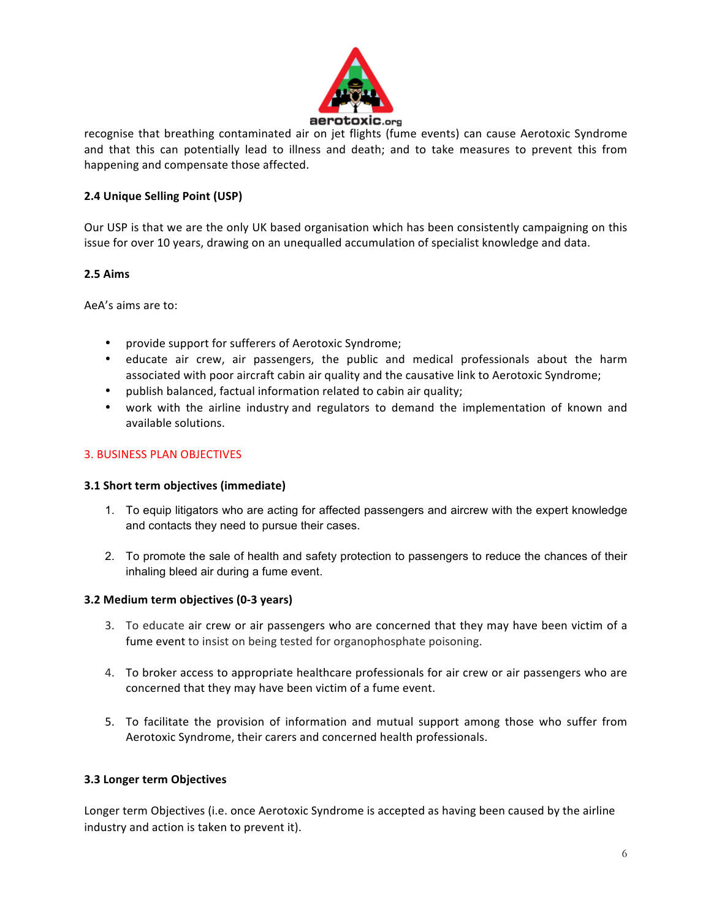recognise that breathing contaminated air on jet flights (fume events) can cause Aerotoxic Syndrome and that this can potentially lead to illness and death; and to take measures to prevent this from happening and compensate those affected.

**2.4 Unique Selling Point (USP)**

Our USP is that we are the only UK based organisation which has been consistently campaigning on this issue for over 10 years, drawing on an unequalled accumulation of specialist knowledge and data.

**2.5 Aims**

AeA's aims are to:

- provide support for sufferers of Aerotoxic Syndrome;
- educate air crew, air passengers, the public and medical professionals about the harm associated with poor aircraft cabin air quality and the causative link to Aerotoxic Syndrome;
- publish balanced, factual information related to cabin air quality;
- work with the airline industry and regulators to demand the implementation of known and available solutions.

## 3. BUSINESS PLAN OBJECTIVES

**3.1 Short term objectives (immediate)**

1. To equip litigators who are acting for affected passengers and aircrew with the expert knowledge and contacts they need to pursue their cases.

2. To promote the sale of health and safety protection to passengers to reduce the chances of their inhaling bleed air during a fume event.

**3.2 Medium term objectives (0-3 years)**

3. To educate air crew or air passengers who are concerned that they may have been victim of a fume event to insist on being tested for organophosphate poisoning.

4. To broker access to appropriate healthcare professionals for air crew or air passengers who are concerned that they may have been victim of a fume event.

5. To facilitate the provision of information and mutual support among those who suffer from Aerotoxic Syndrome, their carers and concerned health professionals.

**3.3 Longer term Objectives**

Longer term Objectives (i.e. once Aerotoxic Syndrome is accepted as having been caused by the airline industry and action is taken to prevent it).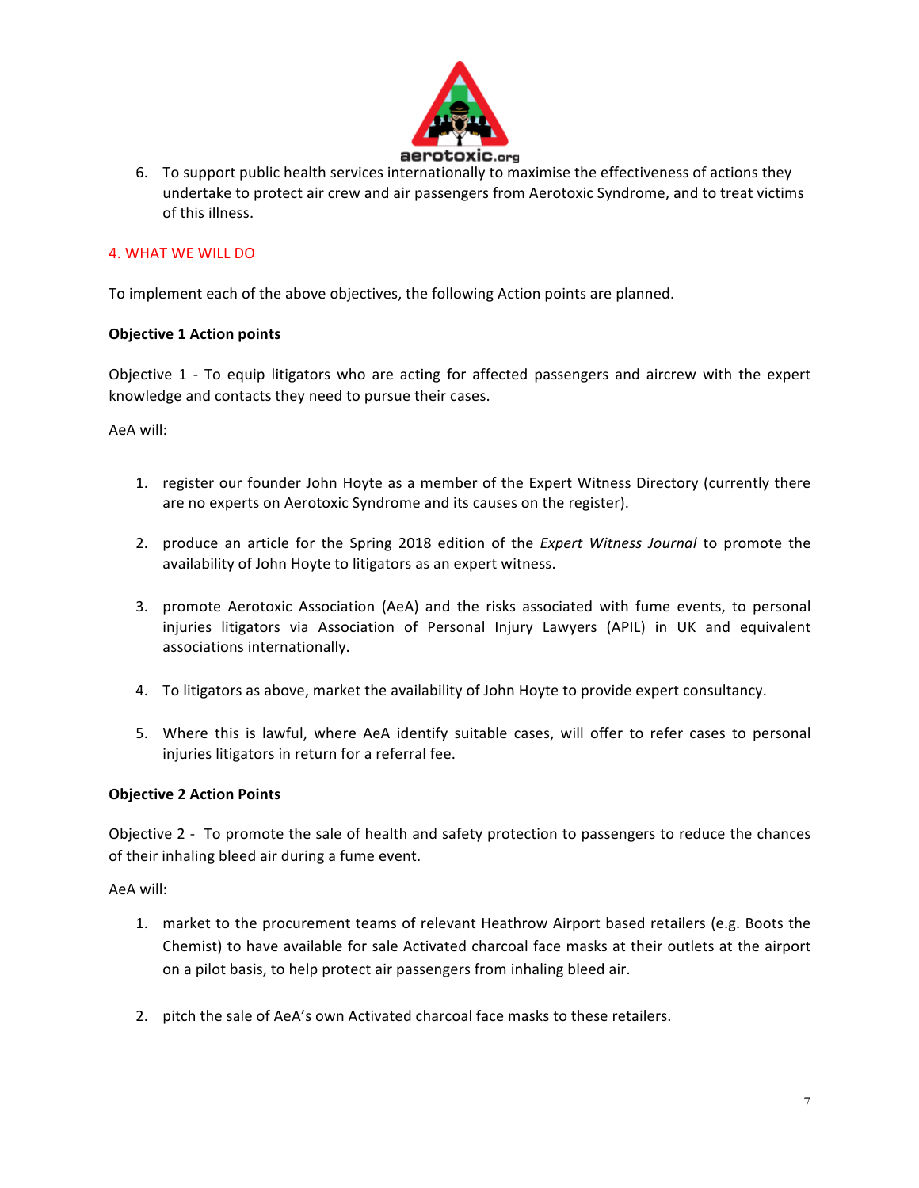6. To support public health services internationally to maximise the effectiveness of actions they undertake to protect air crew and air passengers from Aerotoxic Syndrome, and to treat victims of this illness.

## 4. WHAT WE WILL DO

To implement each of the above objectives, the following Action points are planned.

**Objective 1 Action points**

Objective 1 - To equip litigators who are acting for affected passengers and aircrew with the expert knowledge and contacts they need to pursue their cases.

AeA will:

1. register our founder John Hoyte as a member of the Expert Witness Directory (currently there are no experts on Aerotoxic Syndrome and its causes on the register).

2. produce an article for the Spring 2018 edition of the *Expert Witness Journal* to promote the availability of John Hoyte to litigators as an expert witness.

3. promote Aerotoxic Association (AeA) and the risks associated with fume events, to personal injuries litigators via Association of Personal Injury Lawyers (APIL) in UK and equivalent associations internationally.

4. To litigators as above, market the availability of John Hoyte to provide expert consultancy.

5. Where this is lawful, where AeA identify suitable cases, will offer to refer cases to personal injuries litigators in return for a referral fee.

**Objective 2 Action Points**

Objective 2 - To promote the sale of health and safety protection to passengers to reduce the chances of their inhaling bleed air during a fume event.

AeA will:

1. market to the procurement teams of relevant Heathrow Airport based retailers (e.g. Boots the Chemist) to have available for sale Activated charcoal face masks at their outlets at the airport on a pilot basis, to help protect air passengers from inhaling bleed air.

2. pitch the sale of AeA's own Activated charcoal face masks to these retailers.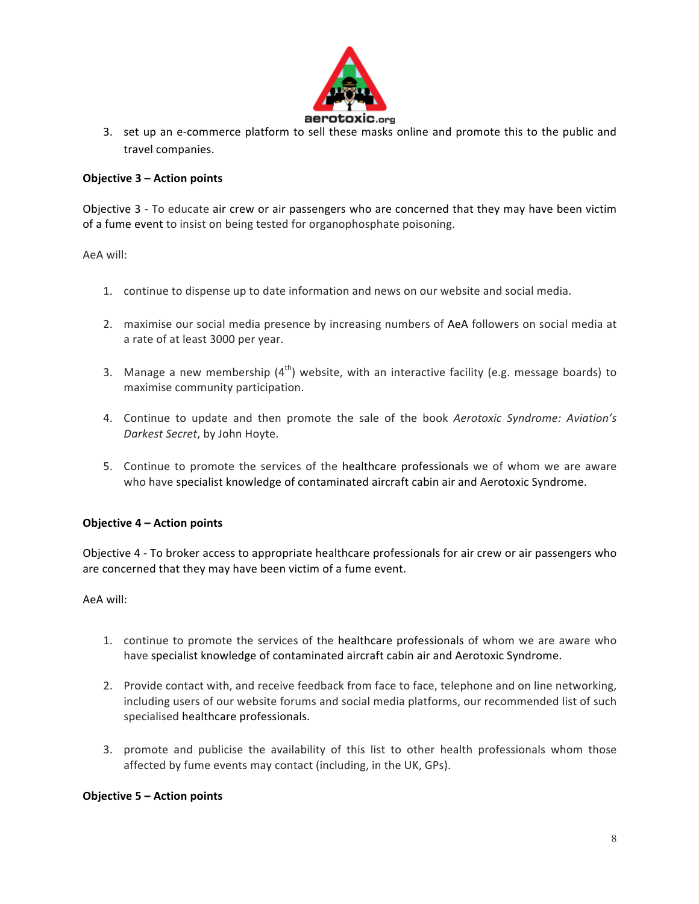3. set up an e-commerce platform to sell these masks online and promote this to the public and travel companies.

**Objective 3 – Action points**

Objective 3 - To educate air crew or air passengers who are concerned that they may have been victim of a fume event to insist on being tested for organophosphate poisoning.

AeA will:

1. continue to dispense up to date information and news on our website and social media.

2. maximise our social media presence by increasing numbers of AeA followers on social media at a rate of at least 3000 per year.

3. Manage a new membership (4th) website, with an interactive facility (e.g. message boards) to maximise community participation.

4. Continue to update and then promote the sale of the book *Aerotoxic Syndrome: Aviation's Darkest Secret*, by John Hoyte.

5. Continue to promote the services of the healthcare professionals we of whom we are aware who have specialist knowledge of contaminated aircraft cabin air and Aerotoxic Syndrome.

**Objective 4 – Action points**

Objective 4 - To broker access to appropriate healthcare professionals for air crew or air passengers who are concerned that they may have been victim of a fume event.

AeA will:

1. continue to promote the services of the healthcare professionals of whom we are aware who have specialist knowledge of contaminated aircraft cabin air and Aerotoxic Syndrome.

2. Provide contact with, and receive feedback from face to face, telephone and on line networking, including users of our website forums and social media platforms, our recommended list of such specialised healthcare professionals.

3. promote and publicise the availability of this list to other health professionals whom those affected by fume events may contact (including, in the UK, GPs).

**Objective 5 – Action points**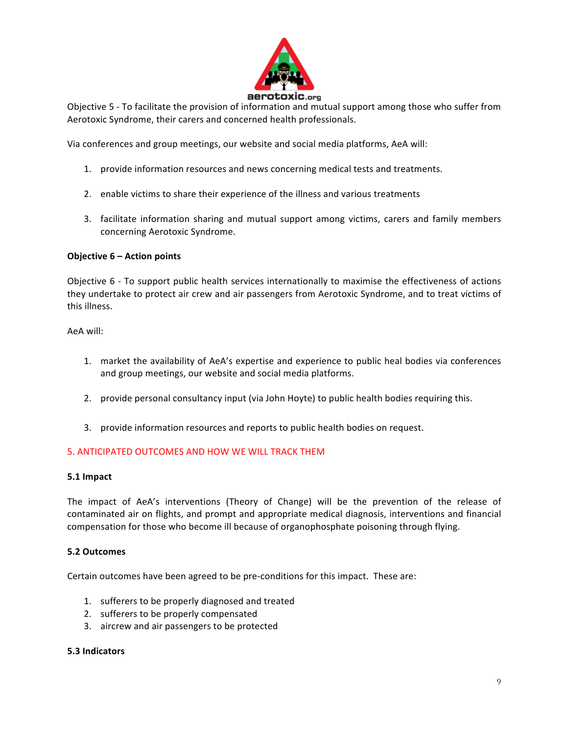Objective 5 - To facilitate the provision of information and mutual support among those who suffer from Aerotoxic Syndrome, their carers and concerned health professionals.

Via conferences and group meetings, our website and social media platforms, AeA will:

1. provide information resources and news concerning medical tests and treatments.

2. enable victims to share their experience of the illness and various treatments

3. facilitate information sharing and mutual support among victims, carers and family members concerning Aerotoxic Syndrome.

**Objective 6 – Action points**

Objective 6 - To support public health services internationally to maximise the effectiveness of actions they undertake to protect air crew and air passengers from Aerotoxic Syndrome, and to treat victims of this illness.

AeA will:

1. market the availability of AeA's expertise and experience to public heal bodies via conferences and group meetings, our website and social media platforms.

2. provide personal consultancy input (via John Hoyte) to public health bodies requiring this.

3. provide information resources and reports to public health bodies on request.

## 5. ANTICIPATED OUTCOMES AND HOW WE WILL TRACK THEM

### 5.1 Impact

The impact of AeA's interventions (Theory of Change) will be the prevention of the release of contaminated air on flights, and prompt and appropriate medical diagnosis, interventions and financial compensation for those who become ill because of organophosphate poisoning through flying.

### 5.2 Outcomes

Certain outcomes have been agreed to be pre-conditions for this impact. These are:

1. sufferers to be properly diagnosed and treated
2. sufferers to be properly compensated
3. aircrew and air passengers to be protected

### 5.3 Indicators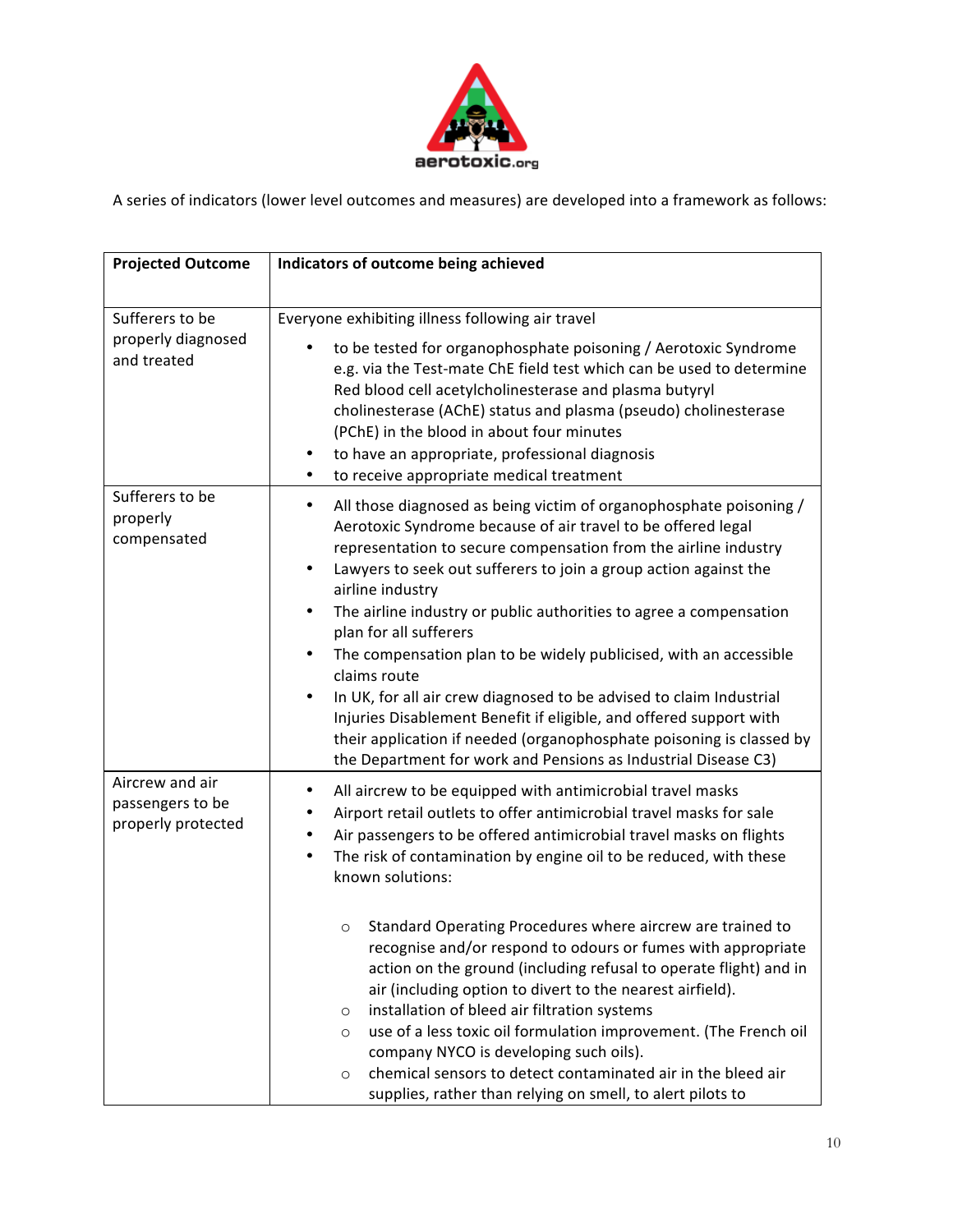A series of indicators (lower level outcomes and measures) are developed into a framework as follows:

| Projected Outcome | Indicators of outcome being achieved |
|---|---|
| Sufferers to be properly diagnosed and treated | Everyone exhibiting illness following air travel<br>• to be tested for organophosphate poisoning / Aerotoxic Syndrome e.g. via the Test-mate ChE field test which can be used to determine Red blood cell acetylcholinesterase and plasma butyryl cholinesterase (AChE) status and plasma (pseudo) cholinesterase (PChE) in the blood in about four minutes<br>• to have an appropriate, professional diagnosis<br>• to receive appropriate medical treatment |
| Sufferers to be properly compensated | • All those diagnosed as being victim of organophosphate poisoning / Aerotoxic Syndrome because of air travel to be offered legal representation to secure compensation from the airline industry<br>• Lawyers to seek out sufferers to join a group action against the airline industry<br>• The airline industry or public authorities to agree a compensation plan for all sufferers<br>• The compensation plan to be widely publicised, with an accessible claims route<br>• In UK, for all air crew diagnosed to be advised to claim Industrial Injuries Disablement Benefit if eligible, and offered support with their application if needed (organophosphate poisoning is classed by the Department for work and Pensions as Industrial Disease C3) |
| Aircrew and air passengers to be properly protected | • All aircrew to be equipped with antimicrobial travel masks<br>• Airport retail outlets to offer antimicrobial travel masks for sale<br>• Air passengers to be offered antimicrobial travel masks on flights<br>• The risk of contamination by engine oil to be reduced, with these known solutions:<br>○ Standard Operating Procedures where aircrew are trained to recognise and/or respond to odours or fumes with appropriate action on the ground (including refusal to operate flight) and in air (including option to divert to the nearest airfield).<br>○ installation of bleed air filtration systems<br>○ use of a less toxic oil formulation improvement. (The French oil company NYCO is developing such oils).<br>○ chemical sensors to detect contaminated air in the bleed air supplies, rather than relying on smell, to alert pilots to |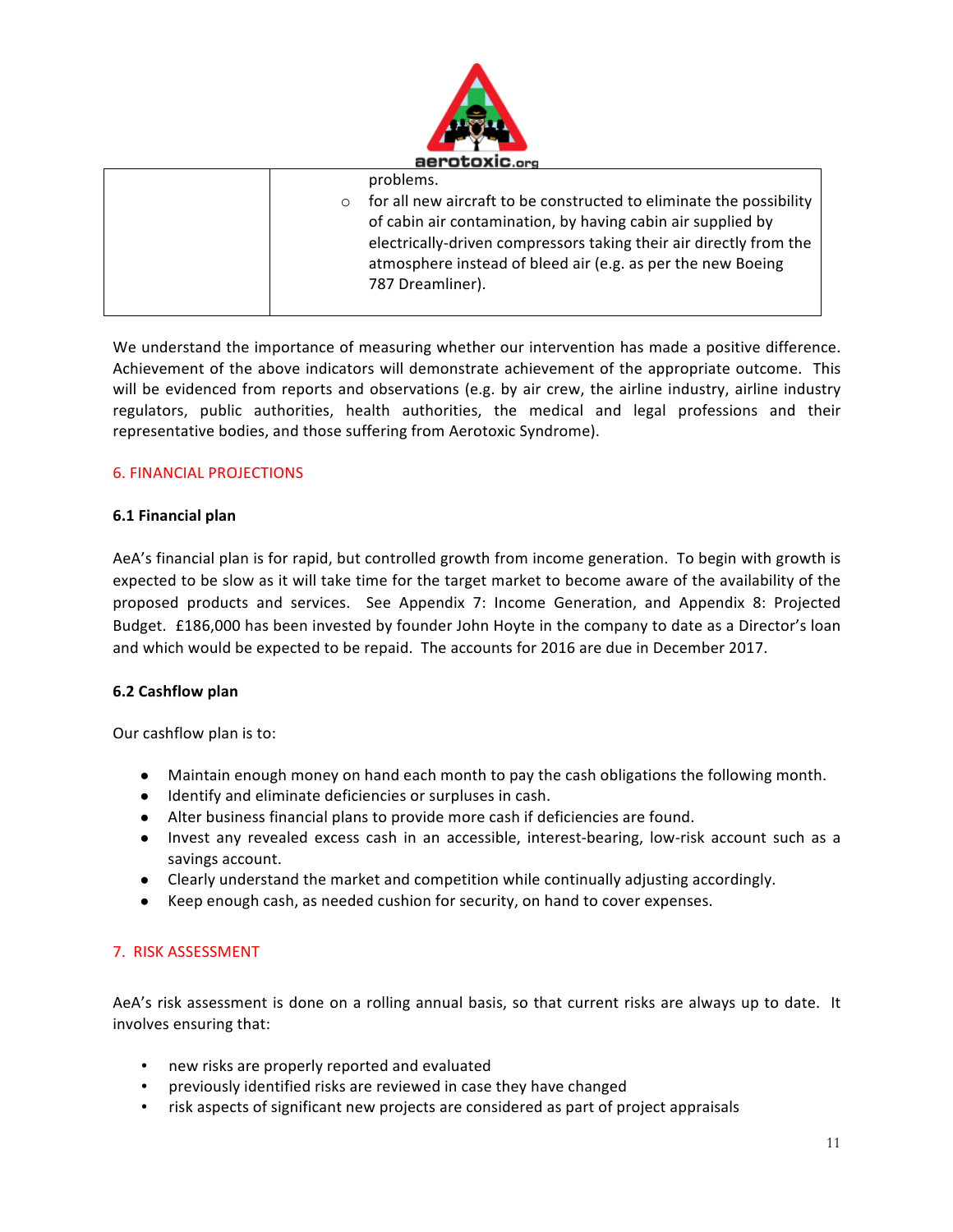| | problems.<br>○ for all new aircraft to be constructed to eliminate the possibility of cabin air contamination, by having cabin air supplied by electrically-driven compressors taking their air directly from the atmosphere instead of bleed air (e.g. as per the new Boeing 787 Dreamliner). |
|---|---|

We understand the importance of measuring whether our intervention has made a positive difference. Achievement of the above indicators will demonstrate achievement of the appropriate outcome. This will be evidenced from reports and observations (e.g. by air crew, the airline industry, airline industry regulators, public authorities, health authorities, the medical and legal professions and their representative bodies, and those suffering from Aerotoxic Syndrome).

## 6. FINANCIAL PROJECTIONS

### 6.1 Financial plan

AeA's financial plan is for rapid, but controlled growth from income generation. To begin with growth is expected to be slow as it will take time for the target market to become aware of the availability of the proposed products and services. See Appendix 7: Income Generation, and Appendix 8: Projected Budget. £186,000 has been invested by founder John Hoyte in the company to date as a Director's loan and which would be expected to be repaid. The accounts for 2016 are due in December 2017.

### 6.2 Cashflow plan

Our cashflow plan is to:

- Maintain enough money on hand each month to pay the cash obligations the following month.
- Identify and eliminate deficiencies or surpluses in cash.
- Alter business financial plans to provide more cash if deficiencies are found.
- Invest any revealed excess cash in an accessible, interest-bearing, low-risk account such as a savings account.
- Clearly understand the market and competition while continually adjusting accordingly.
- Keep enough cash, as needed cushion for security, on hand to cover expenses.

## 7. RISK ASSESSMENT

AeA's risk assessment is done on a rolling annual basis, so that current risks are always up to date. It involves ensuring that:

- new risks are properly reported and evaluated
- previously identified risks are reviewed in case they have changed
- risk aspects of significant new projects are considered as part of project appraisals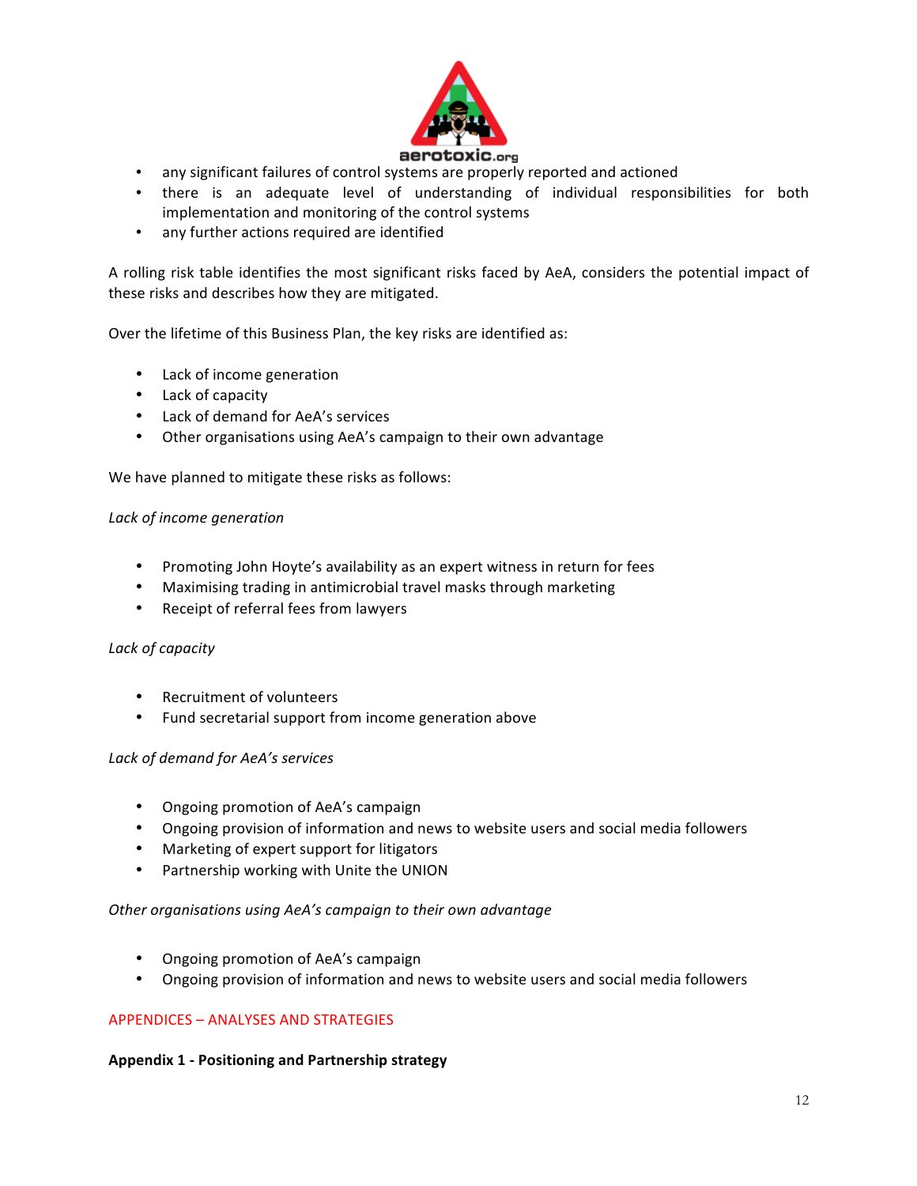- any significant failures of control systems are properly reported and actioned
- there is an adequate level of understanding of individual responsibilities for both implementation and monitoring of the control systems
- any further actions required are identified

A rolling risk table identifies the most significant risks faced by AeA, considers the potential impact of these risks and describes how they are mitigated.

Over the lifetime of this Business Plan, the key risks are identified as:

- Lack of income generation
- Lack of capacity
- Lack of demand for AeA's services
- Other organisations using AeA's campaign to their own advantage

We have planned to mitigate these risks as follows:

*Lack of income generation*

- Promoting John Hoyte's availability as an expert witness in return for fees
- Maximising trading in antimicrobial travel masks through marketing
- Receipt of referral fees from lawyers

*Lack of capacity*

- Recruitment of volunteers
- Fund secretarial support from income generation above

*Lack of demand for AeA's services*

- Ongoing promotion of AeA's campaign
- Ongoing provision of information and news to website users and social media followers
- Marketing of expert support for litigators
- Partnership working with Unite the UNION

*Other organisations using AeA's campaign to their own advantage*

- Ongoing promotion of AeA's campaign
- Ongoing provision of information and news to website users and social media followers

## APPENDICES – ANALYSES AND STRATEGIES

### Appendix 1 - Positioning and Partnership strategy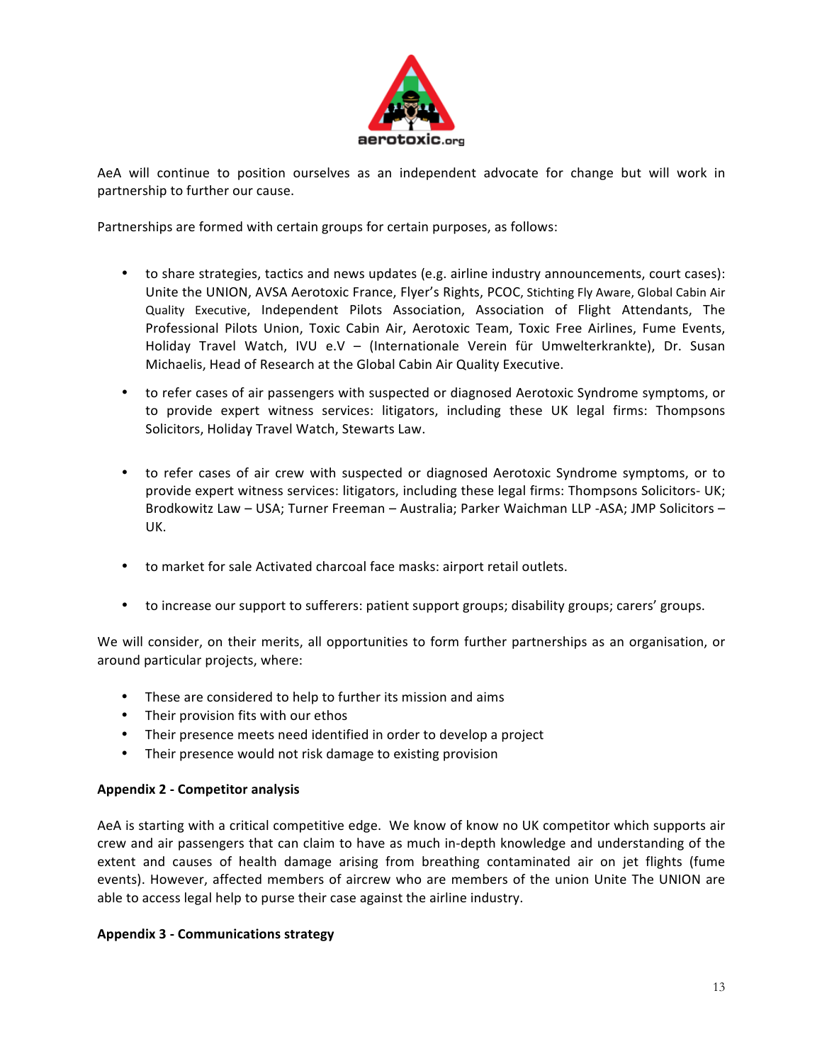AeA will continue to position ourselves as an independent advocate for change but will work in partnership to further our cause.

Partnerships are formed with certain groups for certain purposes, as follows:

- to share strategies, tactics and news updates (e.g. airline industry announcements, court cases): Unite the UNION, AVSA Aerotoxic France, Flyer's Rights, PCOC, Stichting Fly Aware, Global Cabin Air Quality Executive, Independent Pilots Association, Association of Flight Attendants, The Professional Pilots Union, Toxic Cabin Air, Aerotoxic Team, Toxic Free Airlines, Fume Events, Holiday Travel Watch, IVU e.V – (Internationale Verein für Umwelterkrankte), Dr. Susan Michaelis, Head of Research at the Global Cabin Air Quality Executive.

- to refer cases of air passengers with suspected or diagnosed Aerotoxic Syndrome symptoms, or to provide expert witness services: litigators, including these UK legal firms: Thompsons Solicitors, Holiday Travel Watch, Stewarts Law.

- to refer cases of air crew with suspected or diagnosed Aerotoxic Syndrome symptoms, or to provide expert witness services: litigators, including these legal firms: Thompsons Solicitors- UK; Brodkowitz Law – USA; Turner Freeman – Australia; Parker Waichman LLP -ASA; JMP Solicitors – UK.

- to market for sale Activated charcoal face masks: airport retail outlets.

- to increase our support to sufferers: patient support groups; disability groups; carers' groups.

We will consider, on their merits, all opportunities to form further partnerships as an organisation, or around particular projects, where:

- These are considered to help to further its mission and aims
- Their provision fits with our ethos
- Their presence meets need identified in order to develop a project
- Their presence would not risk damage to existing provision

**Appendix 2 - Competitor analysis**

AeA is starting with a critical competitive edge. We know of know no UK competitor which supports air crew and air passengers that can claim to have as much in-depth knowledge and understanding of the extent and causes of health damage arising from breathing contaminated air on jet flights (fume events). However, affected members of aircrew who are members of the union Unite The UNION are able to access legal help to purse their case against the airline industry.

**Appendix 3 - Communications strategy**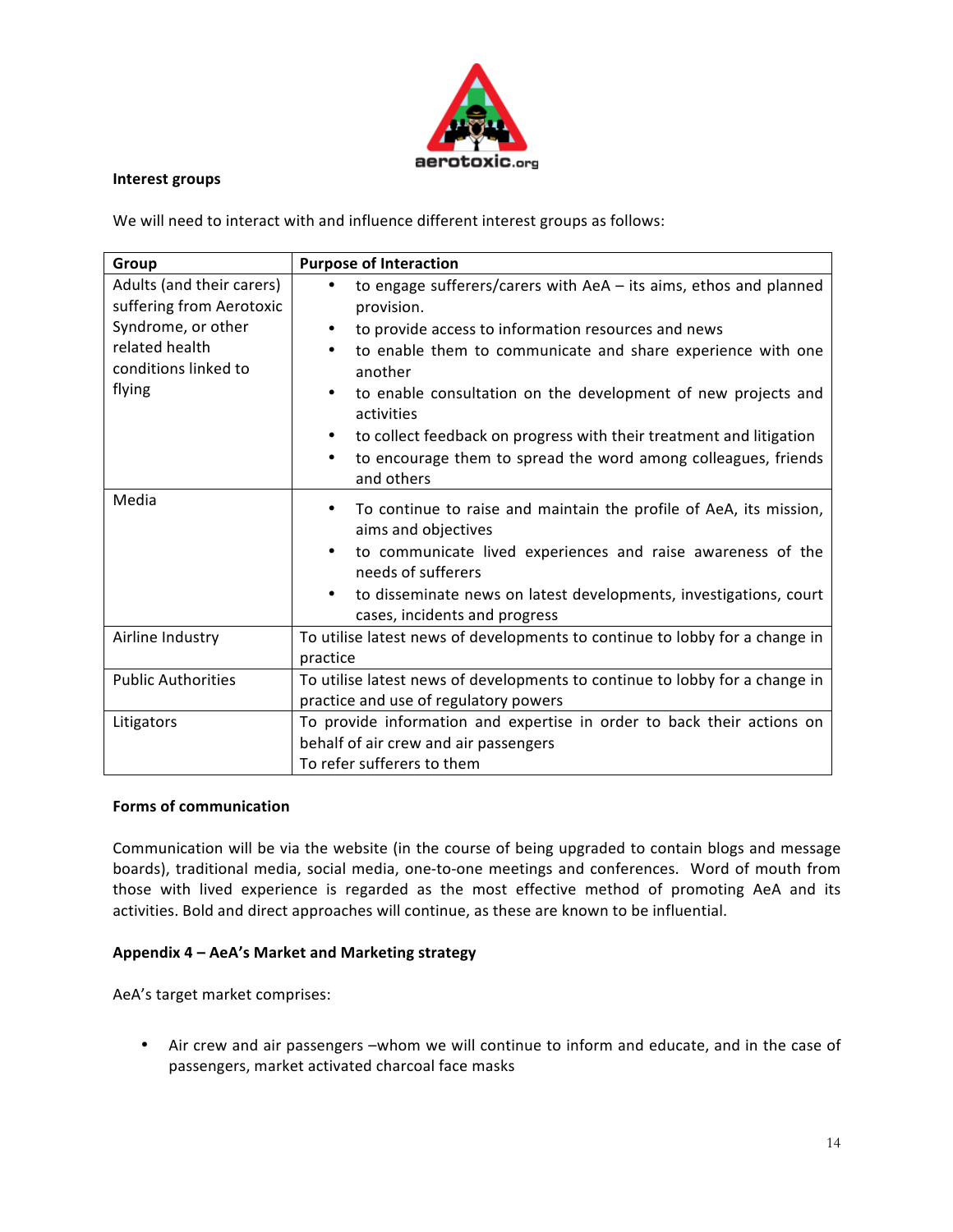**Interest groups**

We will need to interact with and influence different interest groups as follows:

| Group | Purpose of Interaction |
|---|---|
| Adults (and their carers) suffering from Aerotoxic Syndrome, or other related health conditions linked to flying | • to engage sufferers/carers with AeA – its aims, ethos and planned provision.<br>• to provide access to information resources and news<br>• to enable them to communicate and share experience with one another<br>• to enable consultation on the development of new projects and activities<br>• to collect feedback on progress with their treatment and litigation<br>• to encourage them to spread the word among colleagues, friends and others |
| Media | • To continue to raise and maintain the profile of AeA, its mission, aims and objectives<br>• to communicate lived experiences and raise awareness of the needs of sufferers<br>• to disseminate news on latest developments, investigations, court cases, incidents and progress |
| Airline Industry | To utilise latest news of developments to continue to lobby for a change in practice |
| Public Authorities | To utilise latest news of developments to continue to lobby for a change in practice and use of regulatory powers |
| Litigators | To provide information and expertise in order to back their actions on behalf of air crew and air passengers<br>To refer sufferers to them |

**Forms of communication**

Communication will be via the website (in the course of being upgraded to contain blogs and message boards), traditional media, social media, one-to-one meetings and conferences. Word of mouth from those with lived experience is regarded as the most effective method of promoting AeA and its activities. Bold and direct approaches will continue, as these are known to be influential.

**Appendix 4 – AeA's Market and Marketing strategy**

AeA's target market comprises:

- Air crew and air passengers –whom we will continue to inform and educate, and in the case of passengers, market activated charcoal face masks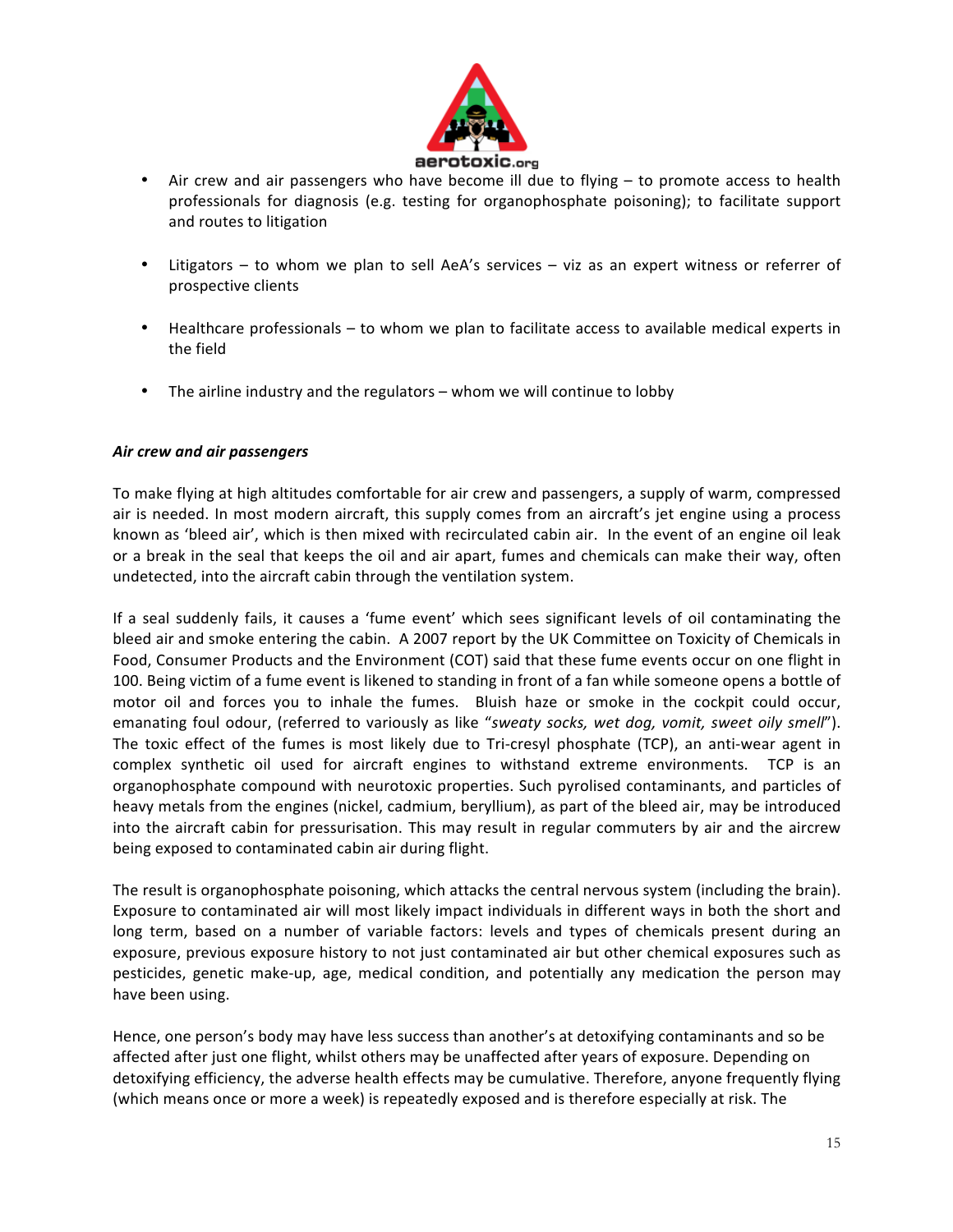- Air crew and air passengers who have become ill due to flying – to promote access to health professionals for diagnosis (e.g. testing for organophosphate poisoning); to facilitate support and routes to litigation

- Litigators – to whom we plan to sell AeA's services – viz as an expert witness or referrer of prospective clients

- Healthcare professionals – to whom we plan to facilitate access to available medical experts in the field

- The airline industry and the regulators – whom we will continue to lobby

***Air crew and air passengers***

To make flying at high altitudes comfortable for air crew and passengers, a supply of warm, compressed air is needed. In most modern aircraft, this supply comes from an aircraft's jet engine using a process known as 'bleed air', which is then mixed with recirculated cabin air. In the event of an engine oil leak or a break in the seal that keeps the oil and air apart, fumes and chemicals can make their way, often undetected, into the aircraft cabin through the ventilation system.

If a seal suddenly fails, it causes a 'fume event' which sees significant levels of oil contaminating the bleed air and smoke entering the cabin. A 2007 report by the UK Committee on Toxicity of Chemicals in Food, Consumer Products and the Environment (COT) said that these fume events occur on one flight in 100. Being victim of a fume event is likened to standing in front of a fan while someone opens a bottle of motor oil and forces you to inhale the fumes. Bluish haze or smoke in the cockpit could occur, emanating foul odour, (referred to variously as like "*sweaty socks, wet dog, vomit, sweet oily smell*"). The toxic effect of the fumes is most likely due to Tri-cresyl phosphate (TCP), an anti-wear agent in complex synthetic oil used for aircraft engines to withstand extreme environments. TCP is an organophosphate compound with neurotoxic properties. Such pyrolised contaminants, and particles of heavy metals from the engines (nickel, cadmium, beryllium), as part of the bleed air, may be introduced into the aircraft cabin for pressurisation. This may result in regular commuters by air and the aircrew being exposed to contaminated cabin air during flight.

The result is organophosphate poisoning, which attacks the central nervous system (including the brain). Exposure to contaminated air will most likely impact individuals in different ways in both the short and long term, based on a number of variable factors: levels and types of chemicals present during an exposure, previous exposure history to not just contaminated air but other chemical exposures such as pesticides, genetic make-up, age, medical condition, and potentially any medication the person may have been using.

Hence, one person's body may have less success than another's at detoxifying contaminants and so be affected after just one flight, whilst others may be unaffected after years of exposure. Depending on detoxifying efficiency, the adverse health effects may be cumulative. Therefore, anyone frequently flying (which means once or more a week) is repeatedly exposed and is therefore especially at risk. The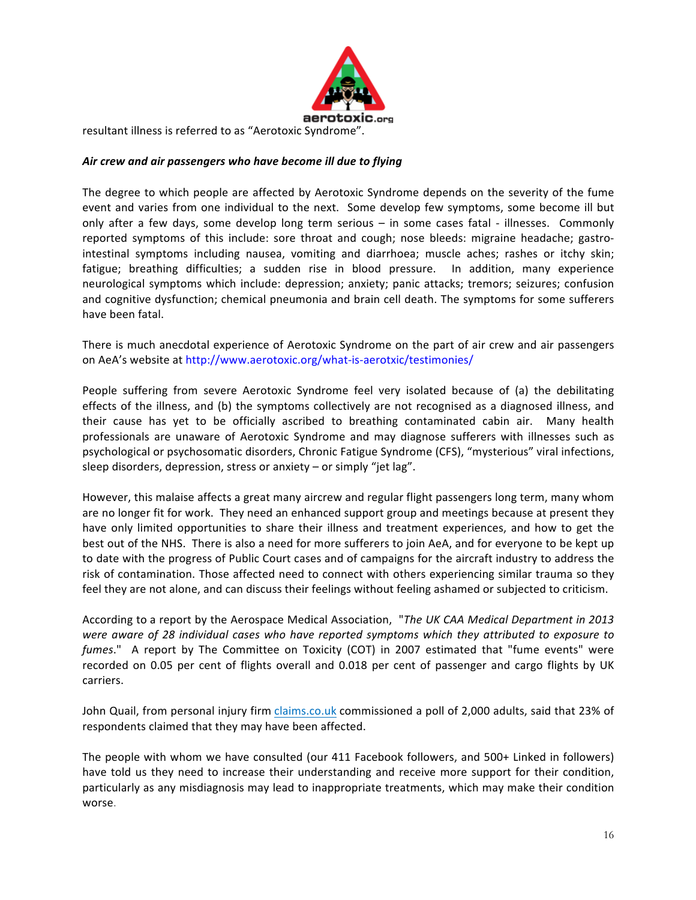resultant illness is referred to as "Aerotoxic Syndrome".

***Air crew and air passengers who have become ill due to flying***

The degree to which people are affected by Aerotoxic Syndrome depends on the severity of the fume event and varies from one individual to the next. Some develop few symptoms, some become ill but only after a few days, some develop long term serious – in some cases fatal - illnesses. Commonly reported symptoms of this include: sore throat and cough; nose bleeds: migraine headache; gastro-intestinal symptoms including nausea, vomiting and diarrhoea; muscle aches; rashes or itchy skin; fatigue; breathing difficulties; a sudden rise in blood pressure. In addition, many experience neurological symptoms which include: depression; anxiety; panic attacks; tremors; seizures; confusion and cognitive dysfunction; chemical pneumonia and brain cell death. The symptoms for some sufferers have been fatal.

There is much anecdotal experience of Aerotoxic Syndrome on the part of air crew and air passengers on AeA's website at http://www.aerotoxic.org/what-is-aerotxic/testimonies/

People suffering from severe Aerotoxic Syndrome feel very isolated because of (a) the debilitating effects of the illness, and (b) the symptoms collectively are not recognised as a diagnosed illness, and their cause has yet to be officially ascribed to breathing contaminated cabin air. Many health professionals are unaware of Aerotoxic Syndrome and may diagnose sufferers with illnesses such as psychological or psychosomatic disorders, Chronic Fatigue Syndrome (CFS), "mysterious" viral infections, sleep disorders, depression, stress or anxiety – or simply "jet lag".

However, this malaise affects a great many aircrew and regular flight passengers long term, many whom are no longer fit for work. They need an enhanced support group and meetings because at present they have only limited opportunities to share their illness and treatment experiences, and how to get the best out of the NHS. There is also a need for more sufferers to join AeA, and for everyone to be kept up to date with the progress of Public Court cases and of campaigns for the aircraft industry to address the risk of contamination. Those affected need to connect with others experiencing similar trauma so they feel they are not alone, and can discuss their feelings without feeling ashamed or subjected to criticism.

According to a report by the Aerospace Medical Association, "*The UK CAA Medical Department in 2013 were aware of 28 individual cases who have reported symptoms which they attributed to exposure to fumes*." A report by The Committee on Toxicity (COT) in 2007 estimated that "fume events" were recorded on 0.05 per cent of flights overall and 0.018 per cent of passenger and cargo flights by UK carriers.

John Quail, from personal injury firm claims.co.uk commissioned a poll of 2,000 adults, said that 23% of respondents claimed that they may have been affected.

The people with whom we have consulted (our 411 Facebook followers, and 500+ Linked in followers) have told us they need to increase their understanding and receive more support for their condition, particularly as any misdiagnosis may lead to inappropriate treatments, which may make their condition worse.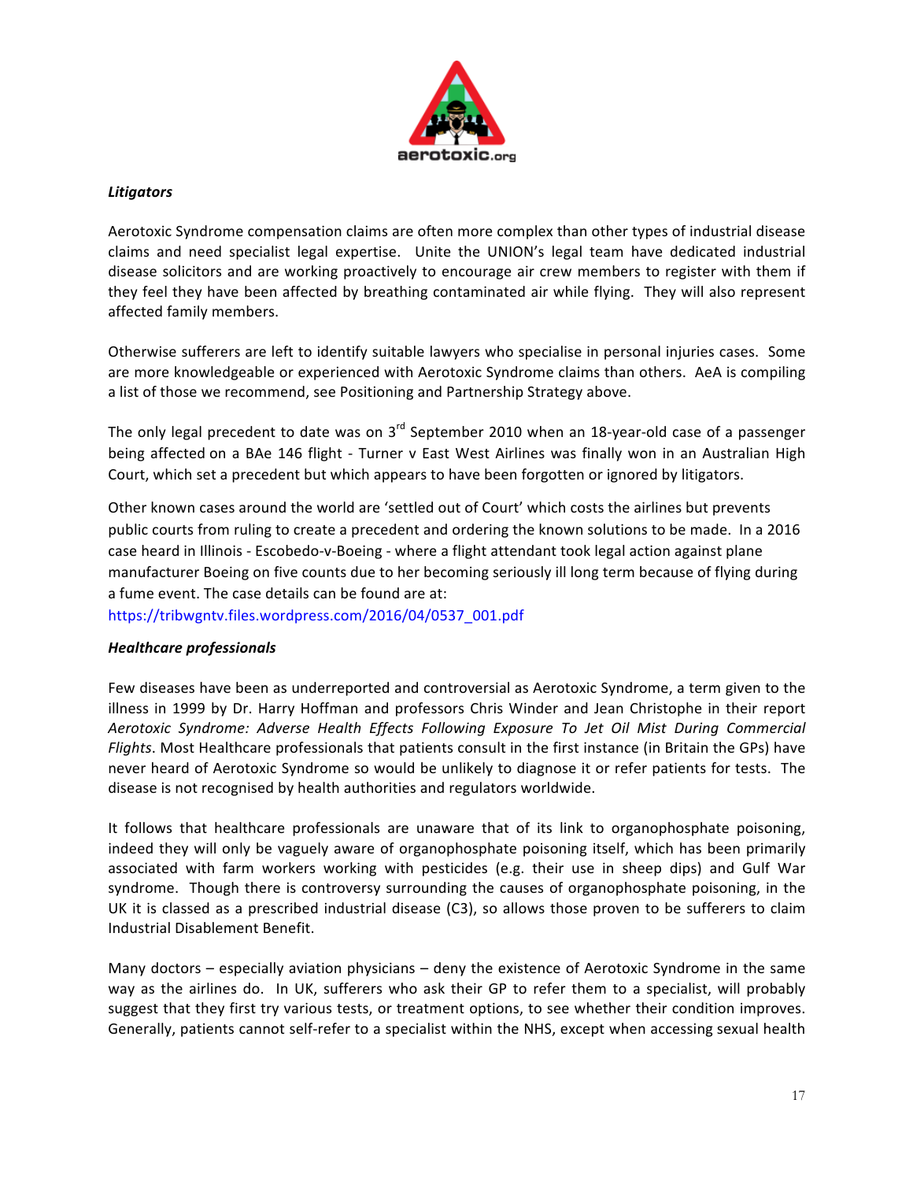### *Litigators*

Aerotoxic Syndrome compensation claims are often more complex than other types of industrial disease claims and need specialist legal expertise. Unite the UNION's legal team have dedicated industrial disease solicitors and are working proactively to encourage air crew members to register with them if they feel they have been affected by breathing contaminated air while flying. They will also represent affected family members.

Otherwise sufferers are left to identify suitable lawyers who specialise in personal injuries cases. Some are more knowledgeable or experienced with Aerotoxic Syndrome claims than others. AeA is compiling a list of those we recommend, see Positioning and Partnership Strategy above.

The only legal precedent to date was on 3rd September 2010 when an 18-year-old case of a passenger being affected on a BAe 146 flight - Turner v East West Airlines was finally won in an Australian High Court, which set a precedent but which appears to have been forgotten or ignored by litigators.

Other known cases around the world are 'settled out of Court' which costs the airlines but prevents public courts from ruling to create a precedent and ordering the known solutions to be made. In a 2016 case heard in Illinois - Escobedo-v-Boeing - where a flight attendant took legal action against plane manufacturer Boeing on five counts due to her becoming seriously ill long term because of flying during a fume event. The case details can be found are at:
https://tribwgntv.files.wordpress.com/2016/04/0537_001.pdf

### *Healthcare professionals*

Few diseases have been as underreported and controversial as Aerotoxic Syndrome, a term given to the illness in 1999 by Dr. Harry Hoffman and professors Chris Winder and Jean Christophe in their report *Aerotoxic Syndrome: Adverse Health Effects Following Exposure To Jet Oil Mist During Commercial Flights*. Most Healthcare professionals that patients consult in the first instance (in Britain the GPs) have never heard of Aerotoxic Syndrome so would be unlikely to diagnose it or refer patients for tests. The disease is not recognised by health authorities and regulators worldwide.

It follows that healthcare professionals are unaware that of its link to organophosphate poisoning, indeed they will only be vaguely aware of organophosphate poisoning itself, which has been primarily associated with farm workers working with pesticides (e.g. their use in sheep dips) and Gulf War syndrome. Though there is controversy surrounding the causes of organophosphate poisoning, in the UK it is classed as a prescribed industrial disease (C3), so allows those proven to be sufferers to claim Industrial Disablement Benefit.

Many doctors – especially aviation physicians – deny the existence of Aerotoxic Syndrome in the same way as the airlines do. In UK, sufferers who ask their GP to refer them to a specialist, will probably suggest that they first try various tests, or treatment options, to see whether their condition improves. Generally, patients cannot self-refer to a specialist within the NHS, except when accessing sexual health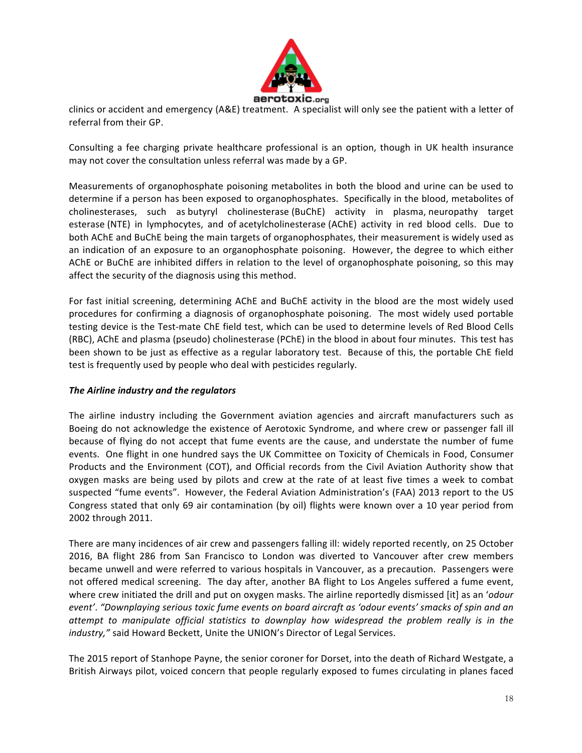clinics or accident and emergency (A&E) treatment. A specialist will only see the patient with a letter of referral from their GP.

Consulting a fee charging private healthcare professional is an option, though in UK health insurance may not cover the consultation unless referral was made by a GP.

Measurements of organophosphate poisoning metabolites in both the blood and urine can be used to determine if a person has been exposed to organophosphates. Specifically in the blood, metabolites of cholinesterases, such as butyryl cholinesterase (BuChE) activity in plasma, neuropathy target esterase (NTE) in lymphocytes, and of acetylcholinesterase (AChE) activity in red blood cells. Due to both AChE and BuChE being the main targets of organophosphates, their measurement is widely used as an indication of an exposure to an organophosphate poisoning. However, the degree to which either AChE or BuChE are inhibited differs in relation to the level of organophosphate poisoning, so this may affect the security of the diagnosis using this method.

For fast initial screening, determining AChE and BuChE activity in the blood are the most widely used procedures for confirming a diagnosis of organophosphate poisoning. The most widely used portable testing device is the Test-mate ChE field test, which can be used to determine levels of Red Blood Cells (RBC), AChE and plasma (pseudo) cholinesterase (PChE) in the blood in about four minutes. This test has been shown to be just as effective as a regular laboratory test. Because of this, the portable ChE field test is frequently used by people who deal with pesticides regularly.

***The Airline industry and the regulators***

The airline industry including the Government aviation agencies and aircraft manufacturers such as Boeing do not acknowledge the existence of Aerotoxic Syndrome, and where crew or passenger fall ill because of flying do not accept that fume events are the cause, and understate the number of fume events. One flight in one hundred says the UK Committee on Toxicity of Chemicals in Food, Consumer Products and the Environment (COT), and Official records from the Civil Aviation Authority show that oxygen masks are being used by pilots and crew at the rate of at least five times a week to combat suspected "fume events". However, the Federal Aviation Administration's (FAA) 2013 report to the US Congress stated that only 69 air contamination (by oil) flights were known over a 10 year period from 2002 through 2011.

There are many incidences of air crew and passengers falling ill: widely reported recently, on 25 October 2016, BA flight 286 from San Francisco to London was diverted to Vancouver after crew members became unwell and were referred to various hospitals in Vancouver, as a precaution. Passengers were not offered medical screening. The day after, another BA flight to Los Angeles suffered a fume event, where crew initiated the drill and put on oxygen masks. The airline reportedly dismissed [it] as an '*odour event*'. *"Downplaying serious toxic fume events on board aircraft as 'odour events' smacks of spin and an attempt to manipulate official statistics to downplay how widespread the problem really is in the industry,"* said Howard Beckett, Unite the UNION's Director of Legal Services.

The 2015 report of Stanhope Payne, the senior coroner for Dorset, into the death of Richard Westgate, a British Airways pilot, voiced concern that people regularly exposed to fumes circulating in planes faced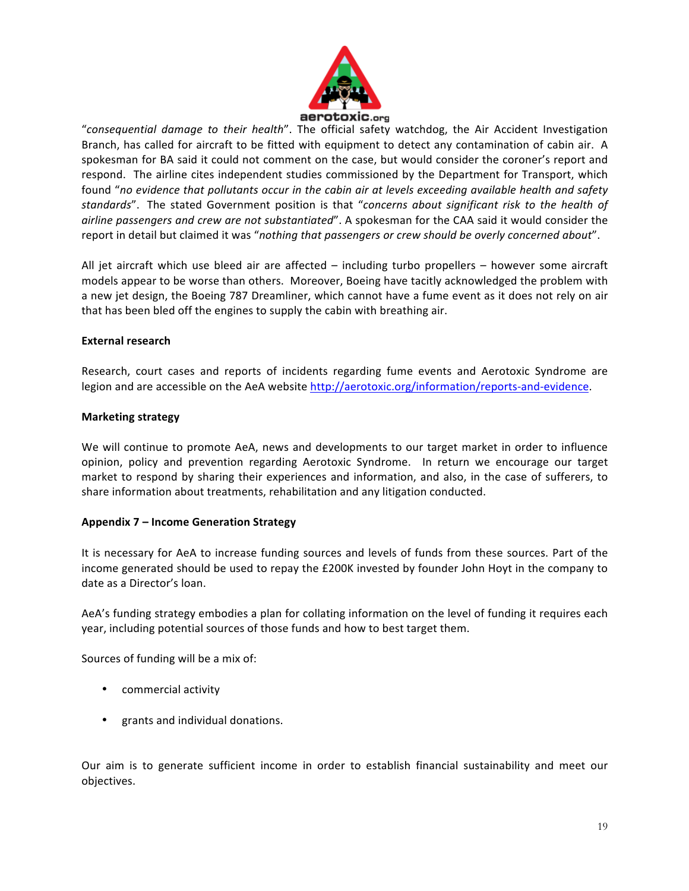"*consequential damage to their health*". The official safety watchdog, the Air Accident Investigation Branch, has called for aircraft to be fitted with equipment to detect any contamination of cabin air. A spokesman for BA said it could not comment on the case, but would consider the coroner's report and respond. The airline cites independent studies commissioned by the Department for Transport, which found "*no evidence that pollutants occur in the cabin air at levels exceeding available health and safety standards*". The stated Government position is that "*concerns about significant risk to the health of airline passengers and crew are not substantiated*". A spokesman for the CAA said it would consider the report in detail but claimed it was "*nothing that passengers or crew should be overly concerned about*".

All jet aircraft which use bleed air are affected – including turbo propellers – however some aircraft models appear to be worse than others. Moreover, Boeing have tacitly acknowledged the problem with a new jet design, the Boeing 787 Dreamliner, which cannot have a fume event as it does not rely on air that has been bled off the engines to supply the cabin with breathing air.

**External research**

Research, court cases and reports of incidents regarding fume events and Aerotoxic Syndrome are legion and are accessible on the AeA website http://aerotoxic.org/information/reports-and-evidence.

**Marketing strategy**

We will continue to promote AeA, news and developments to our target market in order to influence opinion, policy and prevention regarding Aerotoxic Syndrome. In return we encourage our target market to respond by sharing their experiences and information, and also, in the case of sufferers, to share information about treatments, rehabilitation and any litigation conducted.

**Appendix 7 – Income Generation Strategy**

It is necessary for AeA to increase funding sources and levels of funds from these sources. Part of the income generated should be used to repay the £200K invested by founder John Hoyt in the company to date as a Director's loan.

AeA's funding strategy embodies a plan for collating information on the level of funding it requires each year, including potential sources of those funds and how to best target them.

Sources of funding will be a mix of:

- commercial activity
- grants and individual donations.

Our aim is to generate sufficient income in order to establish financial sustainability and meet our objectives.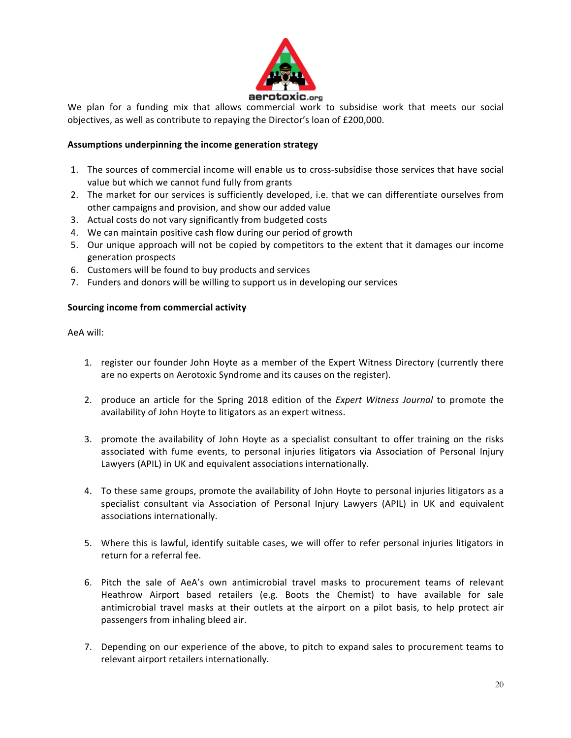We plan for a funding mix that allows commercial work to subsidise work that meets our social objectives, as well as contribute to repaying the Director's loan of £200,000.

**Assumptions underpinning the income generation strategy**

1. The sources of commercial income will enable us to cross-subsidise those services that have social value but which we cannot fund fully from grants
2. The market for our services is sufficiently developed, i.e. that we can differentiate ourselves from other campaigns and provision, and show our added value
3. Actual costs do not vary significantly from budgeted costs
4. We can maintain positive cash flow during our period of growth
5. Our unique approach will not be copied by competitors to the extent that it damages our income generation prospects
6. Customers will be found to buy products and services
7. Funders and donors will be willing to support us in developing our services

**Sourcing income from commercial activity**

AeA will:

1. register our founder John Hoyte as a member of the Expert Witness Directory (currently there are no experts on Aerotoxic Syndrome and its causes on the register).

2. produce an article for the Spring 2018 edition of the *Expert Witness Journal* to promote the availability of John Hoyte to litigators as an expert witness.

3. promote the availability of John Hoyte as a specialist consultant to offer training on the risks associated with fume events, to personal injuries litigators via Association of Personal Injury Lawyers (APIL) in UK and equivalent associations internationally.

4. To these same groups, promote the availability of John Hoyte to personal injuries litigators as a specialist consultant via Association of Personal Injury Lawyers (APIL) in UK and equivalent associations internationally.

5. Where this is lawful, identify suitable cases, we will offer to refer personal injuries litigators in return for a referral fee.

6. Pitch the sale of AeA's own antimicrobial travel masks to procurement teams of relevant Heathrow Airport based retailers (e.g. Boots the Chemist) to have available for sale antimicrobial travel masks at their outlets at the airport on a pilot basis, to help protect air passengers from inhaling bleed air.

7. Depending on our experience of the above, to pitch to expand sales to procurement teams to relevant airport retailers internationally.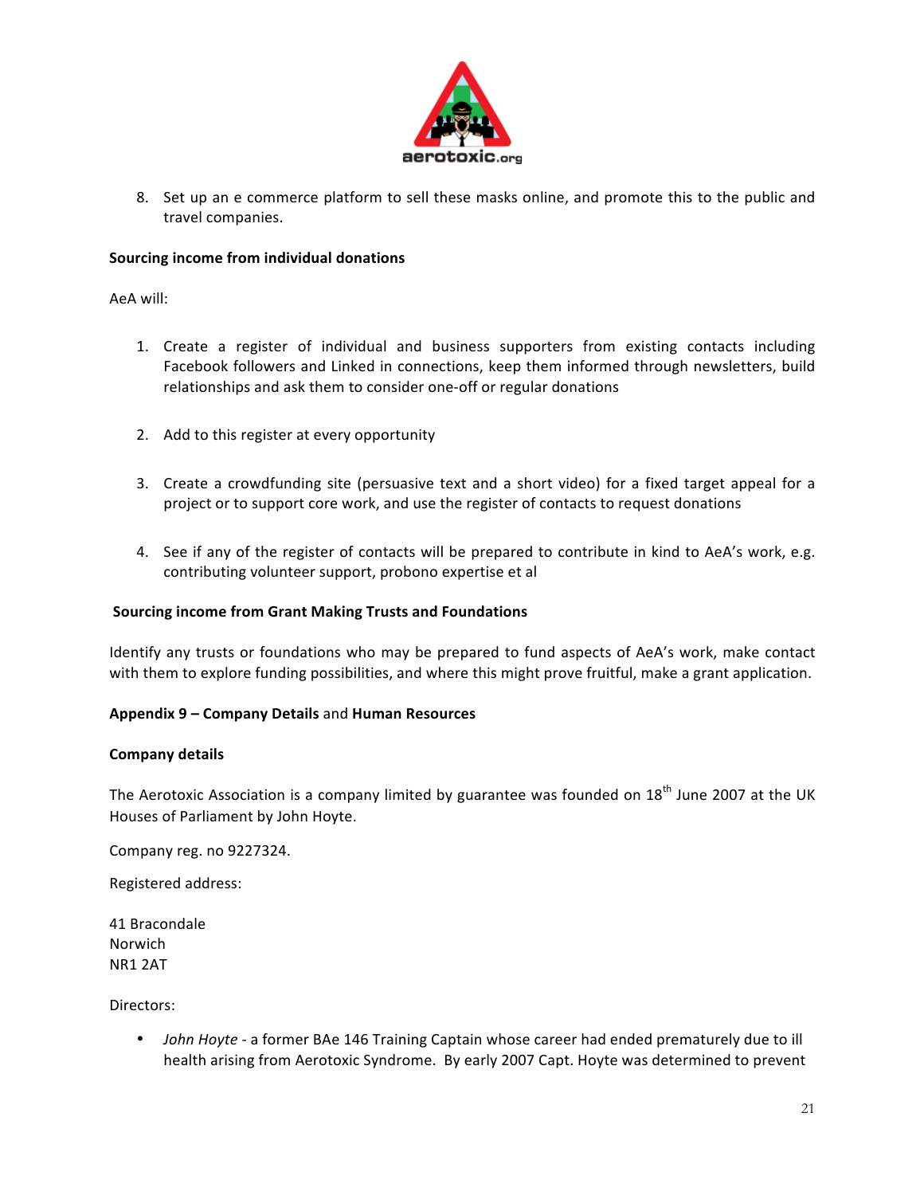8. Set up an e commerce platform to sell these masks online, and promote this to the public and travel companies.

**Sourcing income from individual donations**

AeA will:

1. Create a register of individual and business supporters from existing contacts including Facebook followers and Linked in connections, keep them informed through newsletters, build relationships and ask them to consider one-off or regular donations

2. Add to this register at every opportunity

3. Create a crowdfunding site (persuasive text and a short video) for a fixed target appeal for a project or to support core work, and use the register of contacts to request donations

4. See if any of the register of contacts will be prepared to contribute in kind to AeA's work, e.g. contributing volunteer support, probono expertise et al

**Sourcing income from Grant Making Trusts and Foundations**

Identify any trusts or foundations who may be prepared to fund aspects of AeA's work, make contact with them to explore funding possibilities, and where this might prove fruitful, make a grant application.

**Appendix 9 – Company Details** and **Human Resources**

**Company details**

The Aerotoxic Association is a company limited by guarantee was founded on 18th June 2007 at the UK Houses of Parliament by John Hoyte.

Company reg. no 9227324.

Registered address:

41 Bracondale
Norwich
NR1 2AT

Directors:

- *John Hoyte* - a former BAe 146 Training Captain whose career had ended prematurely due to ill health arising from Aerotoxic Syndrome. By early 2007 Capt. Hoyte was determined to prevent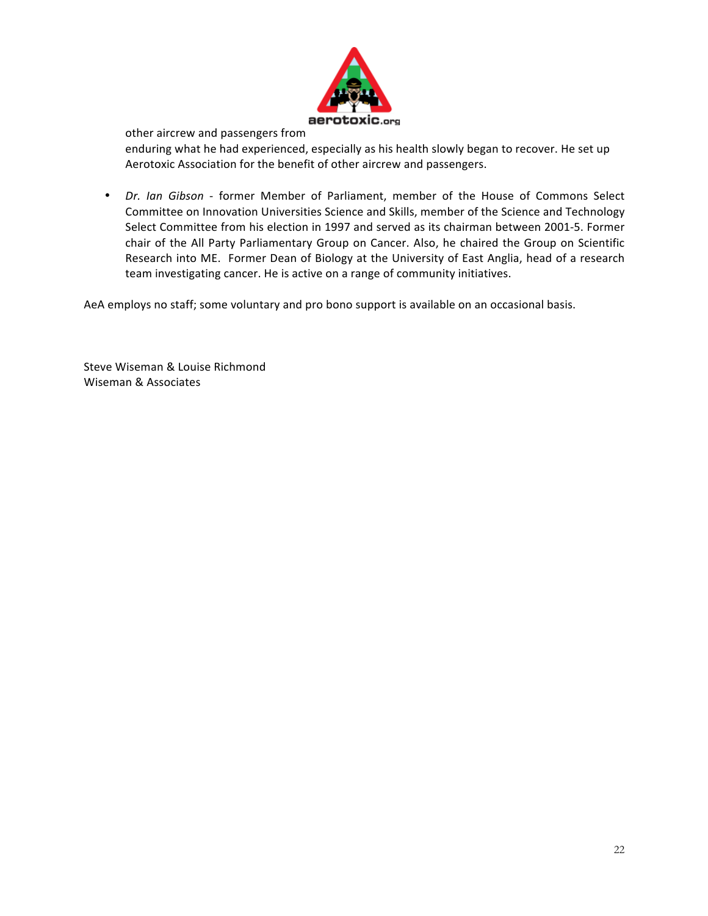other aircrew and passengers from
enduring what he had experienced, especially as his health slowly began to recover. He set up Aerotoxic Association for the benefit of other aircrew and passengers.

- *Dr. Ian Gibson* - former Member of Parliament, member of the House of Commons Select Committee on Innovation Universities Science and Skills, member of the Science and Technology Select Committee from his election in 1997 and served as its chairman between 2001-5. Former chair of the All Party Parliamentary Group on Cancer. Also, he chaired the Group on Scientific Research into ME. Former Dean of Biology at the University of East Anglia, head of a research team investigating cancer. He is active on a range of community initiatives.

AeA employs no staff; some voluntary and pro bono support is available on an occasional basis.

Steve Wiseman & Louise Richmond
Wiseman & Associates